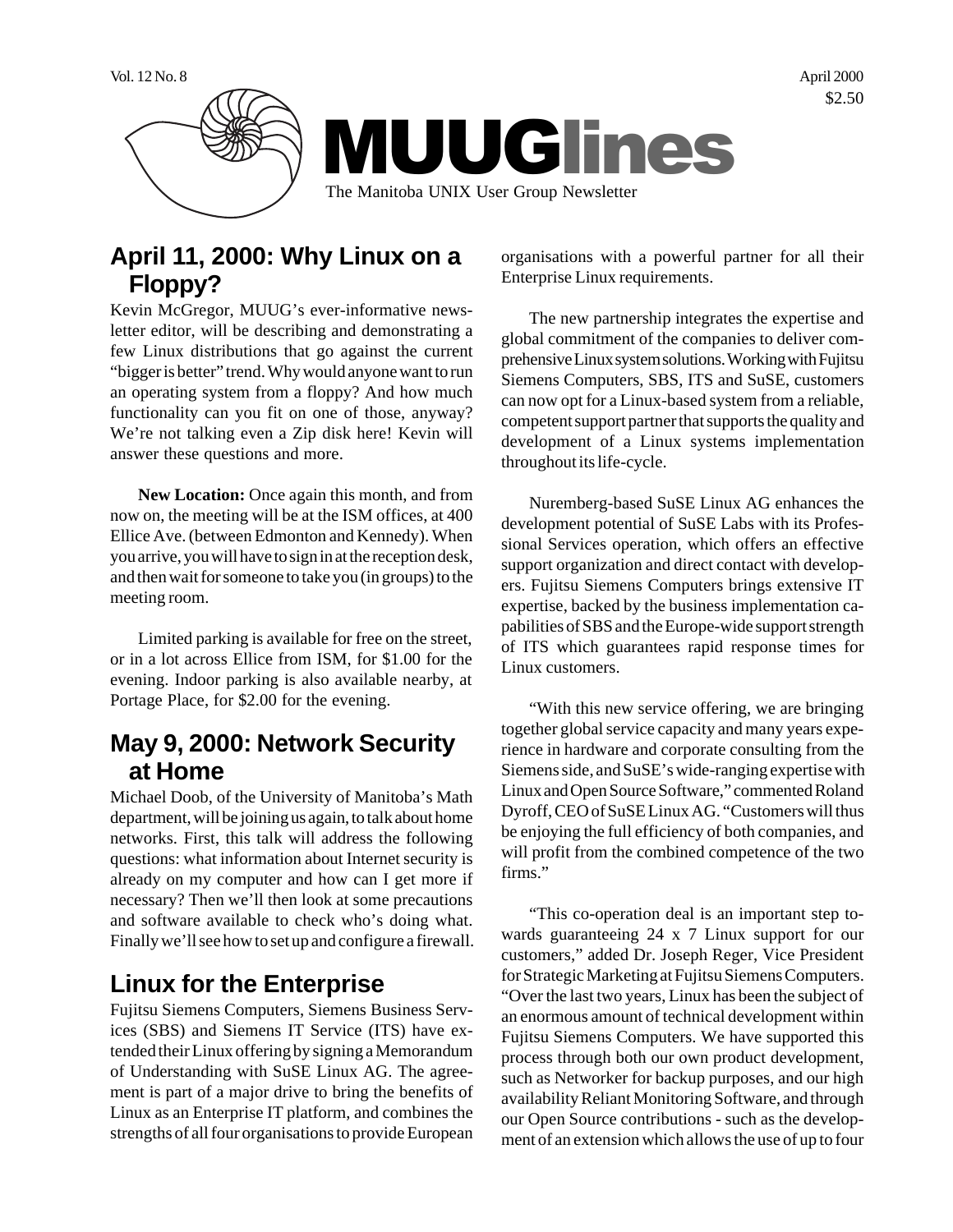# MUUGlines

The Manitoba UNIX User Group Newsletter

## April 11, 2000: Why Linux on a Floppy?

Kevin McGregor, MUUG's ever-informative newsletter editor, will be describing and demonstrating a few Linux distributions that go against the current "bigger is better" trend. Why would anyone want to run an operating system from a floppy? And how much functionality can you fit on one of those, anyway? We're not talking even a Zip disk here! Kevin will answer these questions and more.

**New Location:** Once again this month, and from now on, the meeting will be at the ISM offices, at 400 Ellice Ave. (between Edmonton and Kennedy). When you arrive, you will have to sign in at the reception desk, and then wait for someone to take you (in groups) to the meeting room.

Limited parking is available for free on the street, or in a lot across Ellice from ISM, for $1.00 for the evening. Indoor parking is also available nearby, at Portage Place, for $2.00 for the evening.

## May 9, 2000: Network Security at Home

Michael Doob, of the University of Manitoba's Math department, will be joining us again, to talk about home networks. First, this talk will address the following questions: what information about Internet security is already on my computer and how can I get more if necessary? Then we'll then look at some precautions and software available to check who's doing what. Finally we'll see how to set up and configure a firewall.

## Linux for the Enterprise

Fujitsu Siemens Computers, Siemens Business Services (SBS) and Siemens IT Service (ITS) have extended their Linux offering by signing a Memorandum of Understanding with SuSE Linux AG. The agreement is part of a major drive to bring the benefits of Linux as an Enterprise IT platform, and combines the strengths of all four organisations to provide European organisations with a powerful partner for all their Enterprise Linux requirements.

The new partnership integrates the expertise and global commitment of the companies to deliver comprehensive Linux system solutions. Working with Fujitsu Siemens Computers, SBS, ITS and SuSE, customers can now opt for a Linux-based system from a reliable, competent support partner that supports the quality and development of a Linux systems implementation throughout its life-cycle.

Nuremberg-based SuSE Linux AG enhances the development potential of SuSE Labs with its Professional Services operation, which offers an effective support organization and direct contact with developers. Fujitsu Siemens Computers brings extensive IT expertise, backed by the business implementation capabilities of SBS and the Europe-wide support strength of ITS which guarantees rapid response times for Linux customers.

"With this new service offering, we are bringing together global service capacity and many years experience in hardware and corporate consulting from the Siemens side, and SuSE's wide-ranging expertise with Linux and Open Source Software," commented Roland Dyroff, CEO of SuSE Linux AG. "Customers will thus be enjoying the full efficiency of both companies, and will profit from the combined competence of the two firms."

"This co-operation deal is an important step towards guaranteeing 24 x 7 Linux support for our customers," added Dr. Joseph Reger, Vice President for Strategic Marketing at Fujitsu Siemens Computers. "Over the last two years, Linux has been the subject of an enormous amount of technical development within Fujitsu Siemens Computers. We have supported this process through both our own product development, such as Networker for backup purposes, and our high availability Reliant Monitoring Software, and through our Open Source contributions - such as the development of an extension which allows the use of up to four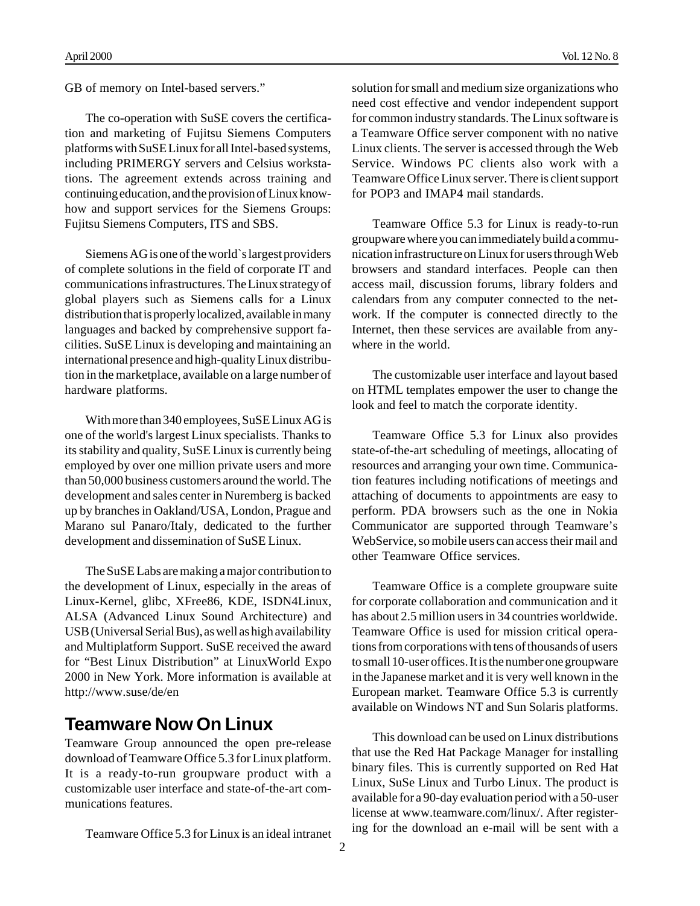GB of memory on Intel-based servers."

The co-operation with SuSE covers the certification and marketing of Fujitsu Siemens Computers platforms with SuSE Linux for all Intel-based systems, including PRIMERGY servers and Celsius workstations. The agreement extends across training and continuing education, and the provision of Linux know-how and support services for the Siemens Groups: Fujitsu Siemens Computers, ITS and SBS.

Siemens AG is one of the world`s largest providers of complete solutions in the field of corporate IT and communications infrastructures. The Linux strategy of global players such as Siemens calls for a Linux distribution that is properly localized, available in many languages and backed by comprehensive support facilities. SuSE Linux is developing and maintaining an international presence and high-quality Linux distribution in the marketplace, available on a large number of hardware platforms.

With more than 340 employees, SuSE Linux AG is one of the world's largest Linux specialists. Thanks to its stability and quality, SuSE Linux is currently being employed by over one million private users and more than 50,000 business customers around the world. The development and sales center in Nuremberg is backed up by branches in Oakland/USA, London, Prague and Marano sul Panaro/Italy, dedicated to the further development and dissemination of SuSE Linux.

The SuSE Labs are making a major contribution to the development of Linux, especially in the areas of Linux-Kernel, glibc, XFree86, KDE, ISDN4Linux, ALSA (Advanced Linux Sound Architecture) and USB (Universal Serial Bus), as well as high availability and Multiplatform Support. SuSE received the award for "Best Linux Distribution" at LinuxWorld Expo 2000 in New York. More information is available at http://www.suse/de/en

## Teamware Now On Linux

Teamware Group announced the open pre-release download of Teamware Office 5.3 for Linux platform. It is a ready-to-run groupware product with a customizable user interface and state-of-the-art communications features.

Teamware Office 5.3 for Linux is an ideal intranet solution for small and medium size organizations who need cost effective and vendor independent support for common industry standards. The Linux software is a Teamware Office server component with no native Linux clients. The server is accessed through the Web Service. Windows PC clients also work with a Teamware Office Linux server. There is client support for POP3 and IMAP4 mail standards.

Teamware Office 5.3 for Linux is ready-to-run groupware where you can immediately build a communication infrastructure on Linux for users through Web browsers and standard interfaces. People can then access mail, discussion forums, library folders and calendars from any computer connected to the network. If the computer is connected directly to the Internet, then these services are available from anywhere in the world.

The customizable user interface and layout based on HTML templates empower the user to change the look and feel to match the corporate identity.

Teamware Office 5.3 for Linux also provides state-of-the-art scheduling of meetings, allocating of resources and arranging your own time. Communication features including notifications of meetings and attaching of documents to appointments are easy to perform. PDA browsers such as the one in Nokia Communicator are supported through Teamware's WebService, so mobile users can access their mail and other Teamware Office services.

Teamware Office is a complete groupware suite for corporate collaboration and communication and it has about 2.5 million users in 34 countries worldwide. Teamware Office is used for mission critical operations from corporations with tens of thousands of users to small 10-user offices. It is the number one groupware in the Japanese market and it is very well known in the European market. Teamware Office 5.3 is currently available on Windows NT and Sun Solaris platforms.

This download can be used on Linux distributions that use the Red Hat Package Manager for installing binary files. This is currently supported on Red Hat Linux, SuSe Linux and Turbo Linux. The product is available for a 90-day evaluation period with a 50-user license at www.teamware.com/linux/. After registering for the download an e-mail will be sent with a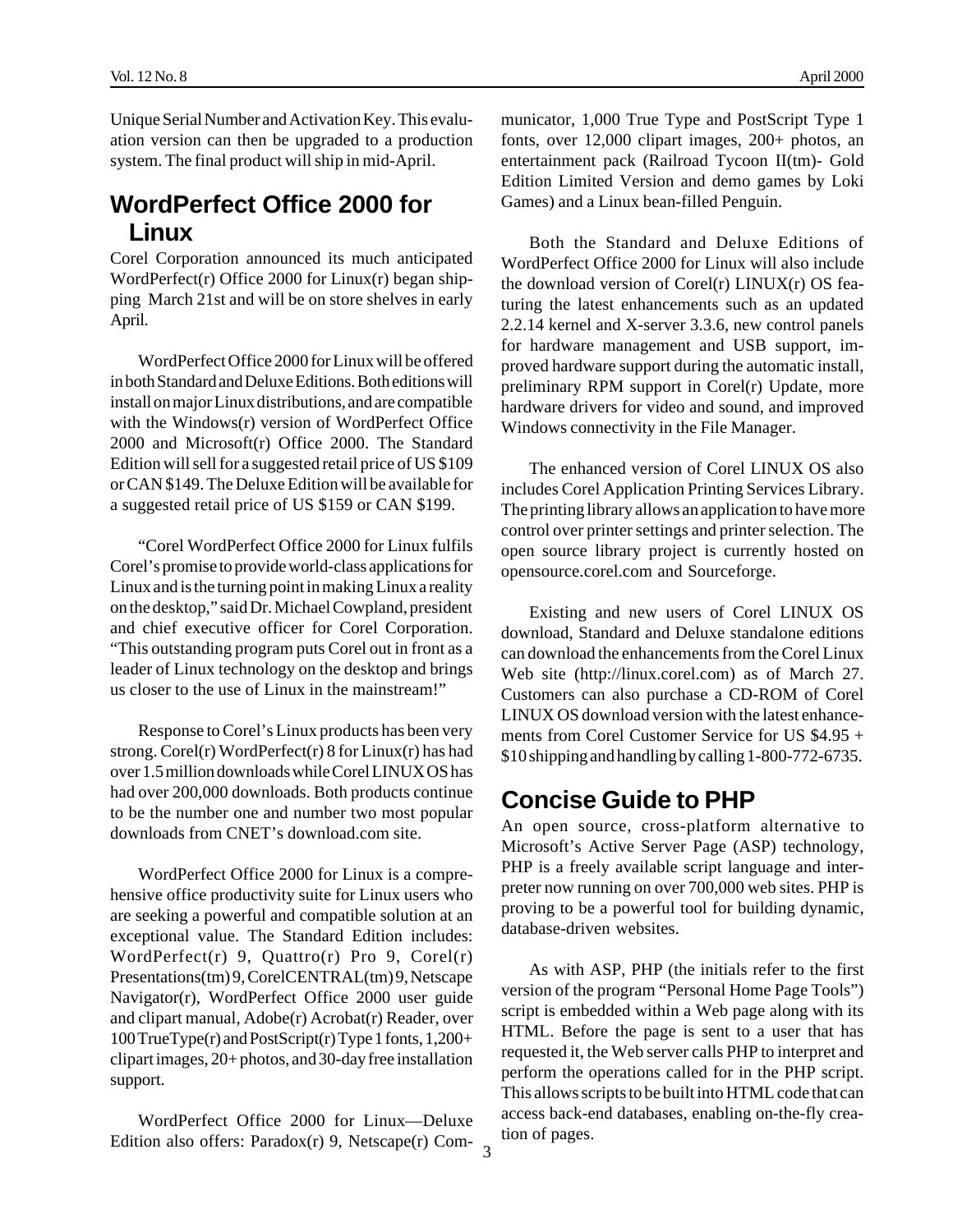Unique Serial Number and Activation Key. This evaluation version can then be upgraded to a production system. The final product will ship in mid-April.

## WordPerfect Office 2000 for Linux

Corel Corporation announced its much anticipated WordPerfect(r) Office 2000 for Linux(r) began shipping March 21st and will be on store shelves in early April.

WordPerfect Office 2000 for Linux will be offered in both Standard and Deluxe Editions. Both editions will install on major Linux distributions, and are compatible with the Windows(r) version of WordPerfect Office 2000 and Microsoft(r) Office 2000. The Standard Edition will sell for a suggested retail price of US $109 or CAN $149. The Deluxe Edition will be available for a suggested retail price of US $159 or CAN $199.

"Corel WordPerfect Office 2000 for Linux fulfils Corel's promise to provide world-class applications for Linux and is the turning point in making Linux a reality on the desktop," said Dr. Michael Cowpland, president and chief executive officer for Corel Corporation. "This outstanding program puts Corel out in front as a leader of Linux technology on the desktop and brings us closer to the use of Linux in the mainstream!"

Response to Corel's Linux products has been very strong. Corel(r) WordPerfect(r) 8 for Linux(r) has had over 1.5 million downloads while Corel LINUX OS has had over 200,000 downloads. Both products continue to be the number one and number two most popular downloads from CNET's download.com site.

WordPerfect Office 2000 for Linux is a comprehensive office productivity suite for Linux users who are seeking a powerful and compatible solution at an exceptional value. The Standard Edition includes: WordPerfect(r) 9, Quattro(r) Pro 9, Corel(r) Presentations(tm) 9, CorelCENTRAL(tm) 9, Netscape Navigator(r), WordPerfect Office 2000 user guide and clipart manual, Adobe(r) Acrobat(r) Reader, over 100 TrueType(r) and PostScript(r) Type 1 fonts, 1,200+ clipart images, 20+ photos, and 30-day free installation support.

WordPerfect Office 2000 for Linux—Deluxe Edition also offers: Paradox(r) 9, Netscape(r) Communicator, 1,000 True Type and PostScript Type 1 fonts, over 12,000 clipart images, 200+ photos, an entertainment pack (Railroad Tycoon II(tm)- Gold Edition Limited Version and demo games by Loki Games) and a Linux bean-filled Penguin.

Both the Standard and Deluxe Editions of WordPerfect Office 2000 for Linux will also include the download version of Corel(r) LINUX(r) OS featuring the latest enhancements such as an updated 2.2.14 kernel and X-server 3.3.6, new control panels for hardware management and USB support, improved hardware support during the automatic install, preliminary RPM support in Corel(r) Update, more hardware drivers for video and sound, and improved Windows connectivity in the File Manager.

The enhanced version of Corel LINUX OS also includes Corel Application Printing Services Library. The printing library allows an application to have more control over printer settings and printer selection. The open source library project is currently hosted on opensource.corel.com and Sourceforge.

Existing and new users of Corel LINUX OS download, Standard and Deluxe standalone editions can download the enhancements from the Corel Linux Web site (http://linux.corel.com) as of March 27. Customers can also purchase a CD-ROM of Corel LINUX OS download version with the latest enhancements from Corel Customer Service for US $4.95 + $10 shipping and handling by calling 1-800-772-6735.

## Concise Guide to PHP

An open source, cross-platform alternative to Microsoft's Active Server Page (ASP) technology, PHP is a freely available script language and interpreter now running on over 700,000 web sites. PHP is proving to be a powerful tool for building dynamic, database-driven websites.

As with ASP, PHP (the initials refer to the first version of the program "Personal Home Page Tools") script is embedded within a Web page along with its HTML. Before the page is sent to a user that has requested it, the Web server calls PHP to interpret and perform the operations called for in the PHP script. This allows scripts to be built into HTML code that can access back-end databases, enabling on-the-fly creation of pages.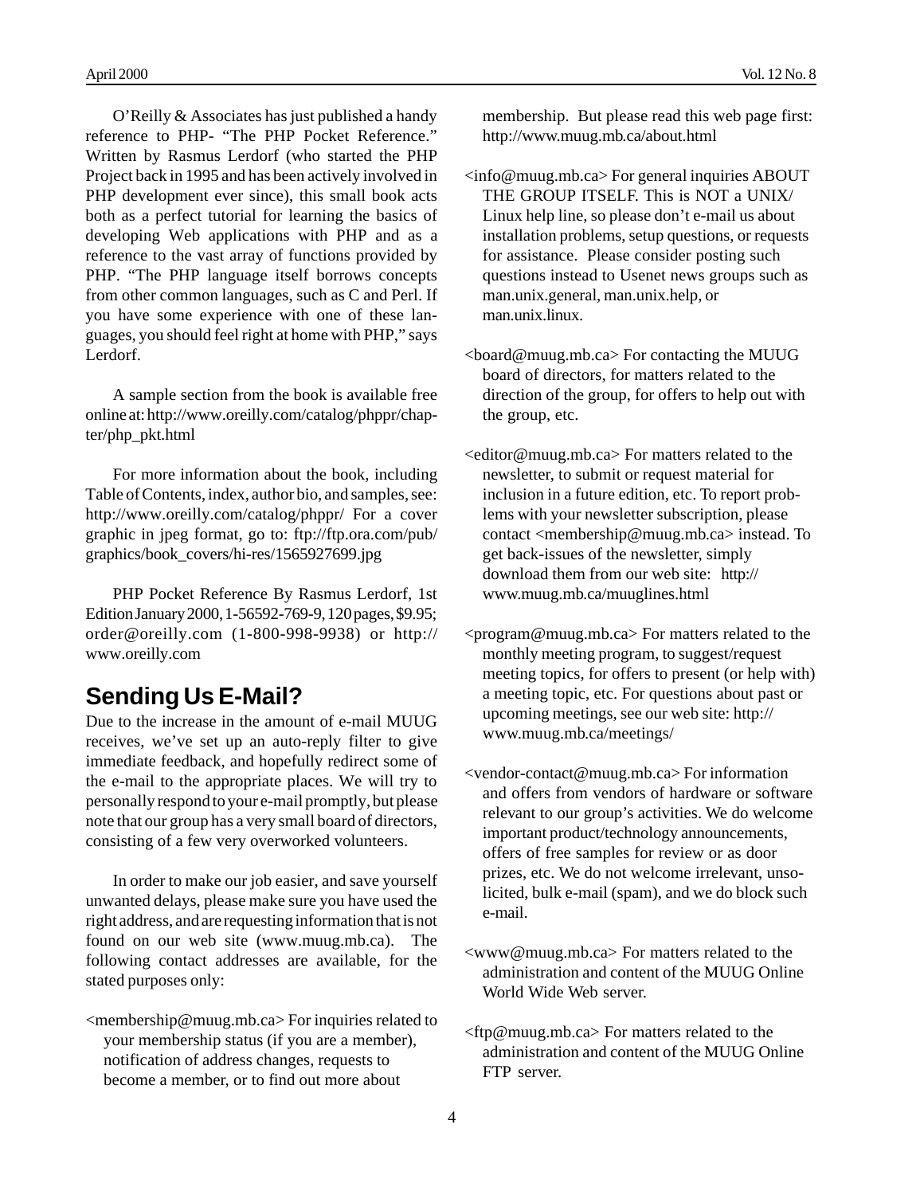O'Reilly & Associates has just published a handy reference to PHP- "The PHP Pocket Reference." Written by Rasmus Lerdorf (who started the PHP Project back in 1995 and has been actively involved in PHP development ever since), this small book acts both as a perfect tutorial for learning the basics of developing Web applications with PHP and as a reference to the vast array of functions provided by PHP. "The PHP language itself borrows concepts from other common languages, such as C and Perl. If you have some experience with one of these languages, you should feel right at home with PHP," says Lerdorf.

A sample section from the book is available free online at: http://www.oreilly.com/catalog/phppr/chapter/php_pkt.html

For more information about the book, including Table of Contents, index, author bio, and samples, see: http://www.oreilly.com/catalog/phppr/ For a cover graphic in jpeg format, go to: ftp://ftp.ora.com/pub/graphics/book_covers/hi-res/1565927699.jpg

PHP Pocket Reference By Rasmus Lerdorf, 1st Edition January 2000, 1-56592-769-9, 120 pages, $9.95; order@oreilly.com (1-800-998-9938) or http://www.oreilly.com

## Sending Us E-Mail?

Due to the increase in the amount of e-mail MUUG receives, we've set up an auto-reply filter to give immediate feedback, and hopefully redirect some of the e-mail to the appropriate places. We will try to personally respond to your e-mail promptly, but please note that our group has a very small board of directors, consisting of a few very overworked volunteers.

In order to make our job easier, and save yourself unwanted delays, please make sure you have used the right address, and are requesting information that is not found on our web site (www.muug.mb.ca). The following contact addresses are available, for the stated purposes only:

<membership@muug.mb.ca> For inquiries related to your membership status (if you are a member), notification of address changes, requests to become a member, or to find out more about membership. But please read this web page first: http://www.muug.mb.ca/about.html

<info@muug.mb.ca> For general inquiries ABOUT THE GROUP ITSELF. This is NOT a UNIX/Linux help line, so please don't e-mail us about installation problems, setup questions, or requests for assistance. Please consider posting such questions instead to Usenet news groups such as man.unix.general, man.unix.help, or man.unix.linux.

<board@muug.mb.ca> For contacting the MUUG board of directors, for matters related to the direction of the group, for offers to help out with the group, etc.

<editor@muug.mb.ca> For matters related to the newsletter, to submit or request material for inclusion in a future edition, etc. To report problems with your newsletter subscription, please contact <membership@muug.mb.ca> instead. To get back-issues of the newsletter, simply download them from our web site: http://www.muug.mb.ca/muuglines.html

<program@muug.mb.ca> For matters related to the monthly meeting program, to suggest/request meeting topics, for offers to present (or help with) a meeting topic, etc. For questions about past or upcoming meetings, see our web site: http://www.muug.mb.ca/meetings/

<vendor-contact@muug.mb.ca> For information and offers from vendors of hardware or software relevant to our group's activities. We do welcome important product/technology announcements, offers of free samples for review or as door prizes, etc. We do not welcome irrelevant, unsolicited, bulk e-mail (spam), and we do block such e-mail.

<www@muug.mb.ca> For matters related to the administration and content of the MUUG Online World Wide Web server.

<ftp@muug.mb.ca> For matters related to the administration and content of the MUUG Online FTP server.